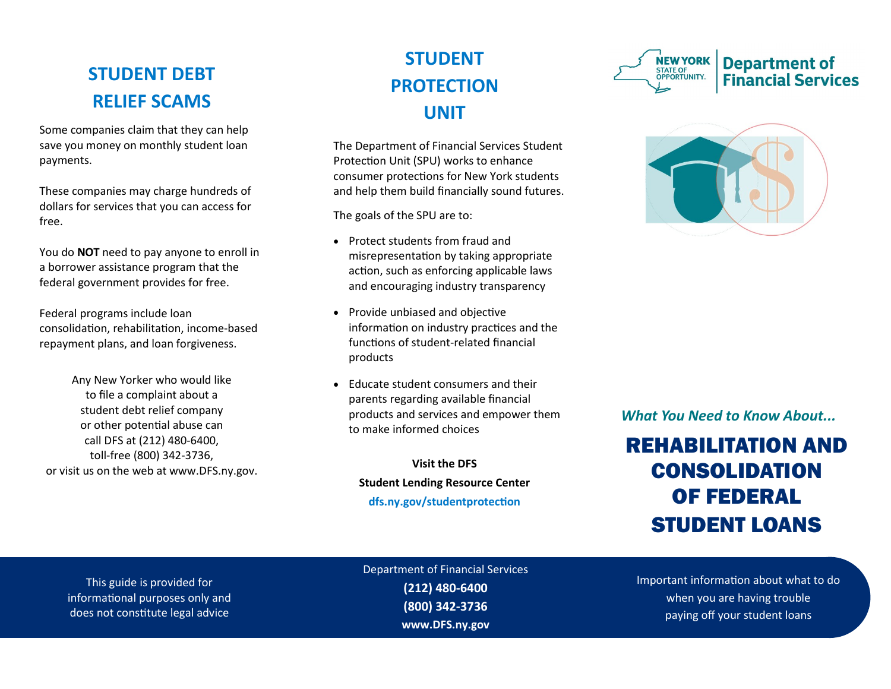## STUDENT DEBT RELIEF SCAMS

Some companies claim that they can help save you money on monthly student loan payments.

These companies may charge hundreds of dollars for services that you can access for free.

You do **NOT** need to pay anyone to enroll in a borrower assistance program that the federal government provides for free.

Federal programs include loan consolidation, rehabilitation, income-based repayment plans, and loan forgiveness.

Any New Yorker who would like to file a complaint about a student debt relief company or other potential abuse can call DFS at (212) 480-6400, toll-free (800) 342-3736, or visit us on the web at www.DFS.ny.gov.

This guide is provided for informational purposes only and does not constitute legal advice

## STUDENT PROTECTION UNIT

The Department of Financial Services Student Protection Unit (SPU) works to enhance consumer protections for New York students and help them build financially sound futures.

The goals of the SPU are to:

- Protect students from fraud and misrepresentation by taking appropriate action, such as enforcing applicable laws and encouraging industry transparency
- Provide unbiased and objective information on industry practices and the functions of student-related financial products
- Educate student consumers and their parents regarding available financial products and services and empower them to make informed choices

**Visit the DFS**
**Student Lending Resource Center**
**dfs.ny.gov/studentprotection**

Department of Financial Services
**(212) 480-6400**
**(800) 342-3736**
**www.DFS.ny.gov**

NEW YORK STATE OF OPPORTUNITY. | Department of Financial Services

*What You Need to Know About...*

# REHABILITATION AND CONSOLIDATION OF FEDERAL STUDENT LOANS

Important information about what to do when you are having trouble paying off your student loans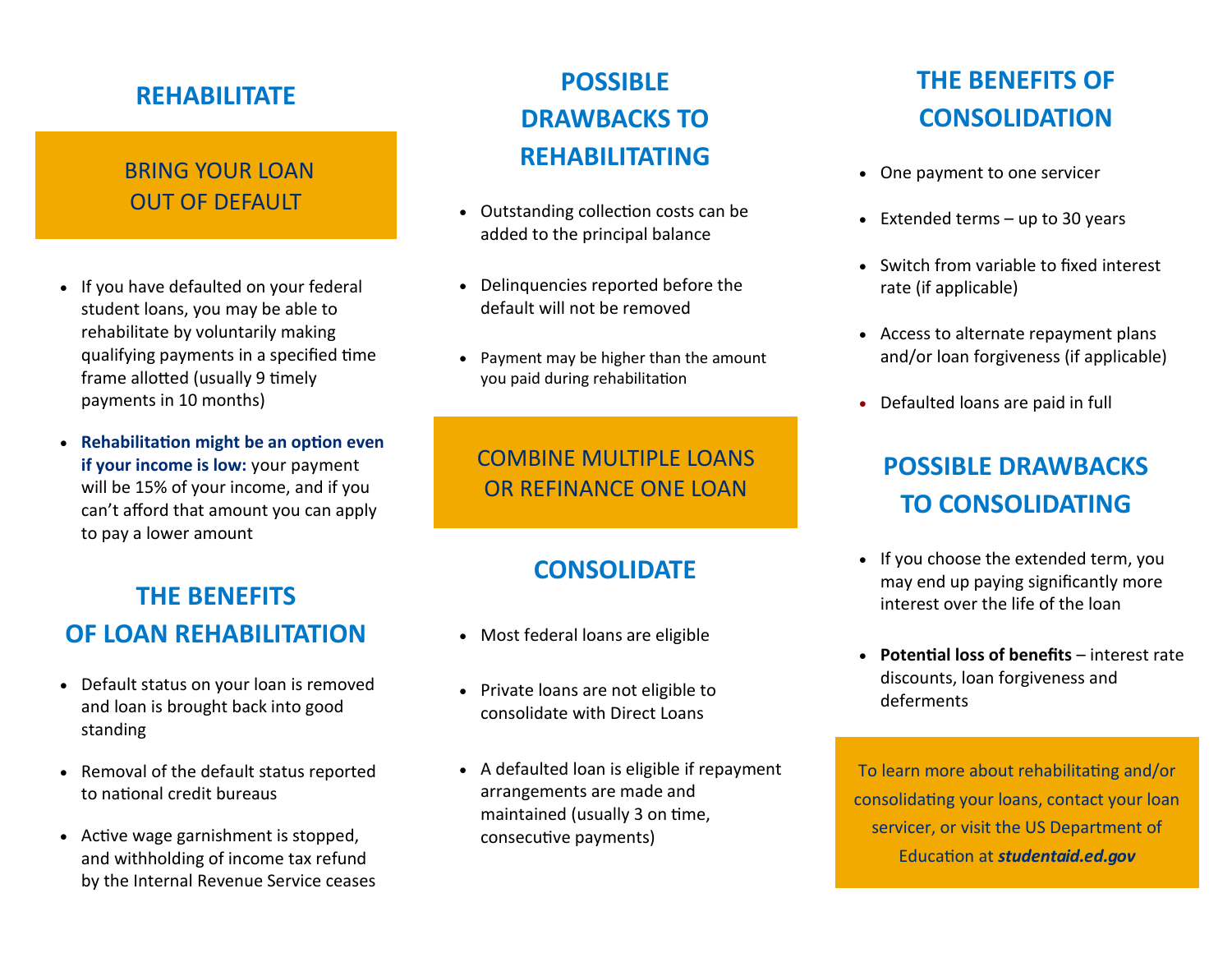## REHABILITATE

### BRING YOUR LOAN OUT OF DEFAULT

- If you have defaulted on your federal student loans, you may be able to rehabilitate by voluntarily making qualifying payments in a specified time frame allotted (usually 9 timely payments in 10 months)
- **Rehabilitation might be an option even if your income is low:** your payment will be 15% of your income, and if you can't afford that amount you can apply to pay a lower amount

## THE BENEFITS OF LOAN REHABILITATION

- Default status on your loan is removed and loan is brought back into good standing
- Removal of the default status reported to national credit bureaus
- Active wage garnishment is stopped, and withholding of income tax refund by the Internal Revenue Service ceases

## POSSIBLE DRAWBACKS TO REHABILITATING

- Outstanding collection costs can be added to the principal balance
- Delinquencies reported before the default will not be removed
- Payment may be higher than the amount you paid during rehabilitation

### COMBINE MULTIPLE LOANS OR REFINANCE ONE LOAN

## CONSOLIDATE

- Most federal loans are eligible
- Private loans are not eligible to consolidate with Direct Loans
- A defaulted loan is eligible if repayment arrangements are made and maintained (usually 3 on time, consecutive payments)

## THE BENEFITS OF CONSOLIDATION

- One payment to one servicer
- Extended terms – up to 30 years
- Switch from variable to fixed interest rate (if applicable)
- Access to alternate repayment plans and/or loan forgiveness (if applicable)
- Defaulted loans are paid in full

## POSSIBLE DRAWBACKS TO CONSOLIDATING

- If you choose the extended term, you may end up paying significantly more interest over the life of the loan
- **Potential loss of benefits** – interest rate discounts, loan forgiveness and deferments

To learn more about rehabilitating and/or consolidating your loans, contact your loan servicer, or visit the US Department of Education at ***studentaid.ed.gov***